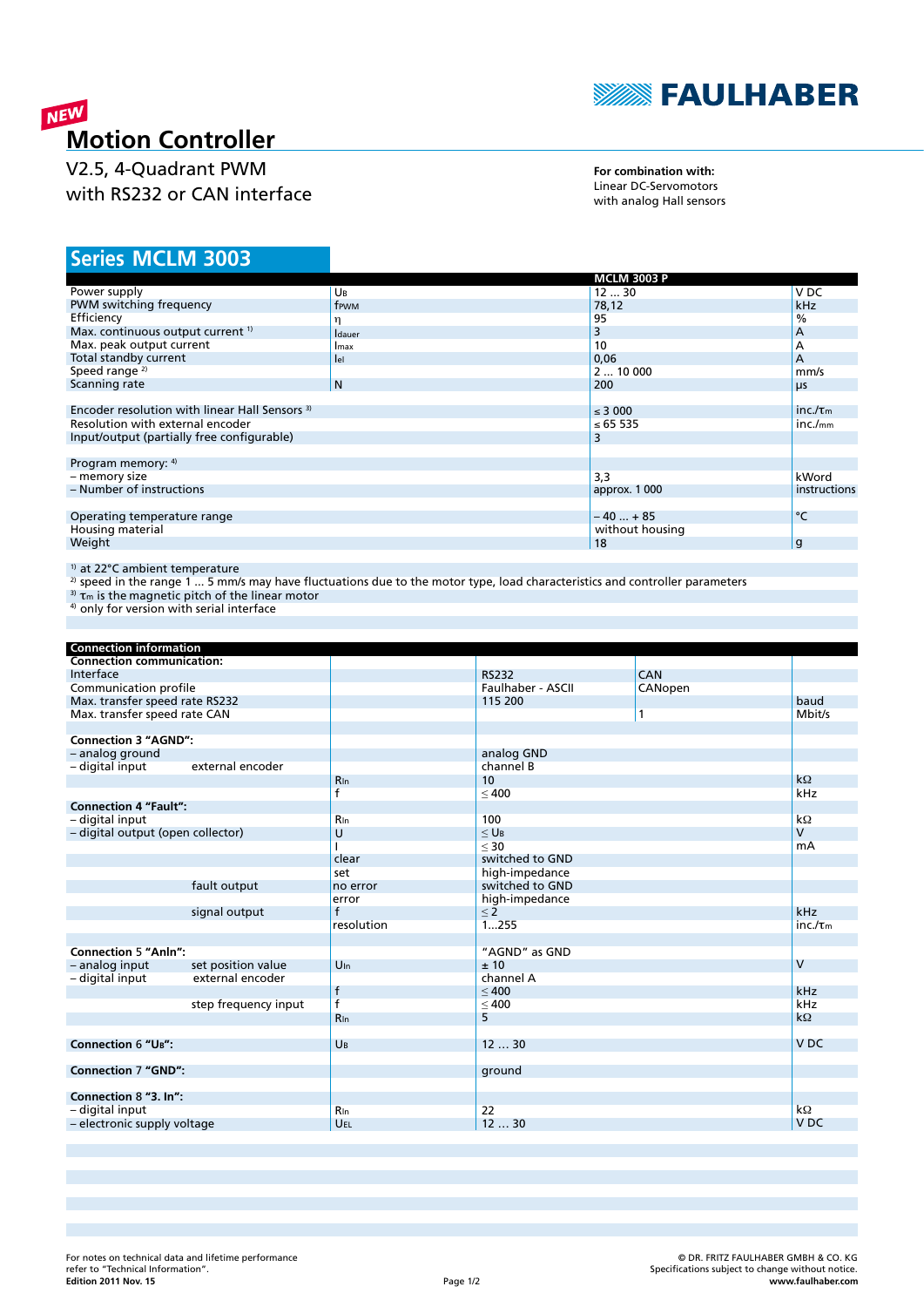**NEW**

# Motion Controller

V2.5, 4-Quadrant PWM
with RS232 or CAN interface

**For combination with:**
Linear DC-Servomotors
with analog Hall sensors

## Series MCLM 3003

| | | MCLM 3003 P | |
|---|---|---|---|
| Power supply | $U_B$ | 12 ... 30 | V DC |
| PWM switching frequency | $f_{PWM}$ | 78,12 | kHz |
| Efficiency | $\eta$ | 95 | % |
| Max. continuous output current [1] | $I_{dauer}$ | 3 | A |
| Max. peak output current | $I_{max}$ | 10 | A |
| Total standby current | $I_{el}$ | 0,06 | A |
| Speed range [2] | | 2 ... 10 000 | mm/s |
| Scanning rate | N | 200 | µs |
| | | | |
| Encoder resolution with linear Hall Sensors [3] | | ≤ 3 000 | inc./$\tau_m$ |
| Resolution with external encoder | | ≤ 65 535 | inc./mm |
| Input/output (partially free configurable) | | 3 | |
| | | | |
| Program memory: [4] | | | |
| – memory size | | 3,3 | kWord |
| – Number of instructions | | approx. 1 000 | instructions |
| | | | |
| Operating temperature range | | – 40 ... + 85 | °C |
| Housing material | | without housing | |
| Weight | | 18 | g |

[1] at 22°C ambient temperature
[2] speed in the range 1 ... 5 mm/s may have fluctuations due to the motor type, load characteristics and controller parameters
[3] $\tau_m$ is the magnetic pitch of the linear motor
[4] only for version with serial interface

| Connection information | | | | | |
|---|---|---|---|---|---|
| **Connection communication:** | | | | | |
| Interface | | | RS232 | CAN | |
| Communication profile | | | Faulhaber - ASCII | CANopen | |
| Max. transfer speed rate RS232 | | | 115 200 | | baud |
| Max. transfer speed rate CAN | | | | 1 | Mbit/s |
| | | | | | |
| **Connection 3 "AGND":** | | | | | |
| – analog ground | | | analog GND | | |
| – digital input | external encoder | | channel B | | |
| | | $R_{In}$ | 10 | | kΩ |
| | | f | ≤ 400 | | kHz |
| **Connection 4 "Fault":** | | | | | |
| – digital input | | $R_{In}$ | 100 | | kΩ |
| – digital output (open collector) | | U | ≤ $U_B$ | | V |
| | | I | ≤ 30 | | mA |
| | | clear | switched to GND | | |
| | | set | high-impedance | | |
| | fault output | no error | switched to GND | | |
| | | error | high-impedance | | |
| | signal output | f | ≤ 2 | | kHz |
| | | resolution | 1...255 | | inc./$\tau_m$ |
| | | | | | |
| **Connection 5 "AnIn":** | | | "AGND" as GND | | |
| – analog input | set position value | $U_{In}$ | ± 10 | | V |
| – digital input | external encoder | | channel A | | |
| | | f | ≤ 400 | | kHz |
| | step frequency input | f | ≤ 400 | | kHz |
| | | $R_{In}$ | 5 | | kΩ |
| | | | | | |
| **Connection 6 "$U_B$":** | | $U_B$ | 12 ... 30 | | V DC |
| | | | | | |
| **Connection 7 "GND":** | | | ground | | |
| | | | | | |
| **Connection 8 "3. In":** | | | | | |
| – digital input | | $R_{In}$ | 22 | | kΩ |
| – electronic supply voltage | | $U_{EL}$ | 12 ... 30 | | V DC |

For notes on technical data and lifetime performance refer to "Technical Information".
**Edition 2011 Nov. 15**

© DR. FRITZ FAULHABER GMBH & CO. KG
Specifications subject to change without notice.
**www.faulhaber.com**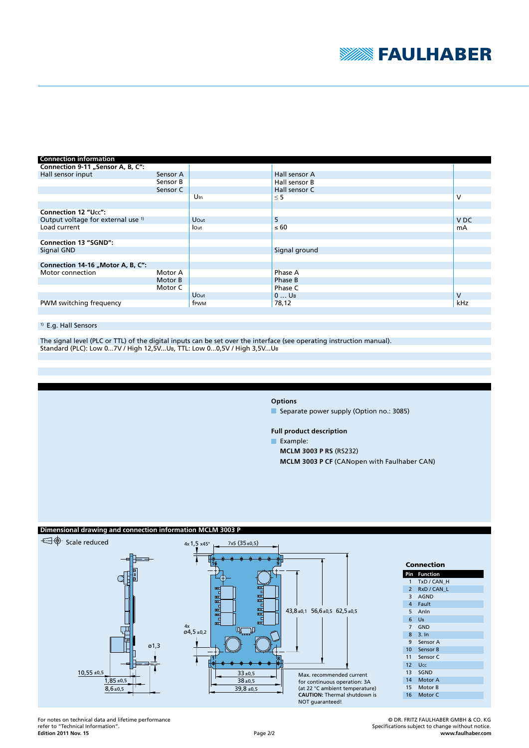## Connection information

| | | | | |
|---|---|---|---|---|
| **Connection 9-11 „Sensor A, B, C“:** | | | | |
| Hall sensor input | Sensor A | | Hall sensor A | |
| | Sensor B | | Hall sensor B | |
| | Sensor C | | Hall sensor C | |
| | | $U_{In}$ | ≤ 5 | V |
| | | | | |
| **Connection 12 “$U_{CC}$”:** | | | | |
| Output voltage for external use [1] | | $U_{Out}$ | 5 | V DC |
| Load current | | $I_{Out}$ | ≤ 60 | mA |
| | | | | |
| **Connection 13 “SGND”:** | | | | |
| Signal GND | | | Signal ground | |
| | | | | |
| **Connection 14-16 „Motor A, B, C“:** | | | | |
| Motor connection | Motor A | | Phase A | |
| | Motor B | | Phase B | |
| | Motor C | | Phase C | |
| | | $U_{Out}$ | 0 … $U_B$ | V |
| PWM switching frequency | | $f_{PWM}$ | 78,12 | kHz |

[1] E.g. Hall Sensors

The signal level (PLC or TTL) of the digital inputs can be set over the interface (see operating instruction manual).
Standard (PLC): Low 0...7V / High 12,5V...$U_B$, TTL: Low 0...0,5V / High 3,5V...$U_B$

**Options**

- Separate power supply (Option no.: 3085)

**Full product description**

- Example:
  **MCLM 3003 P RS** (RS232)
  **MCLM 3003 P CF** (CANopen with Faulhaber CAN)

## Dimensional drawing and connection information MCLM 3003 P

Scale reduced

4x 1,5 x45°
7x5 (35±0,5)
4x ø4,5 ±0,2
ø1,3
10,55 ±0,5
1,85 ±0,5
8,6±0,5
33 ±0,5
38 ±0,5
39,8 ±0,5
43,8±0,1
56,6±0,5
62,5±0,5
16
9
1
8

Max. recommended current for continuous operation: 3A (at 22 °C ambient temperature)
**CAUTION:** Thermal shutdown is NOT guaranteed!

**Connection**

| Pin | Function |
|---|---|
| 1 | TxD / CAN_H |
| 2 | RxD / CAN_L |
| 3 | AGND |
| 4 | Fault |
| 5 | AnIn |
| 6 | $U_B$ |
| 7 | GND |
| 8 | 3. In |
| 9 | Sensor A |
| 10 | Sensor B |
| 11 | Sensor C |
| 12 | $U_{CC}$ |
| 13 | SGND |
| 14 | Motor A |
| 15 | Motor B |
| 16 | Motor C |

For notes on technical data and lifetime performance refer to “Technical Information”.
**Edition 2011 Nov. 15**

© DR. FRITZ FAULHABER GMBH & CO. KG
Specifications subject to change without notice.
**www.faulhaber.com**